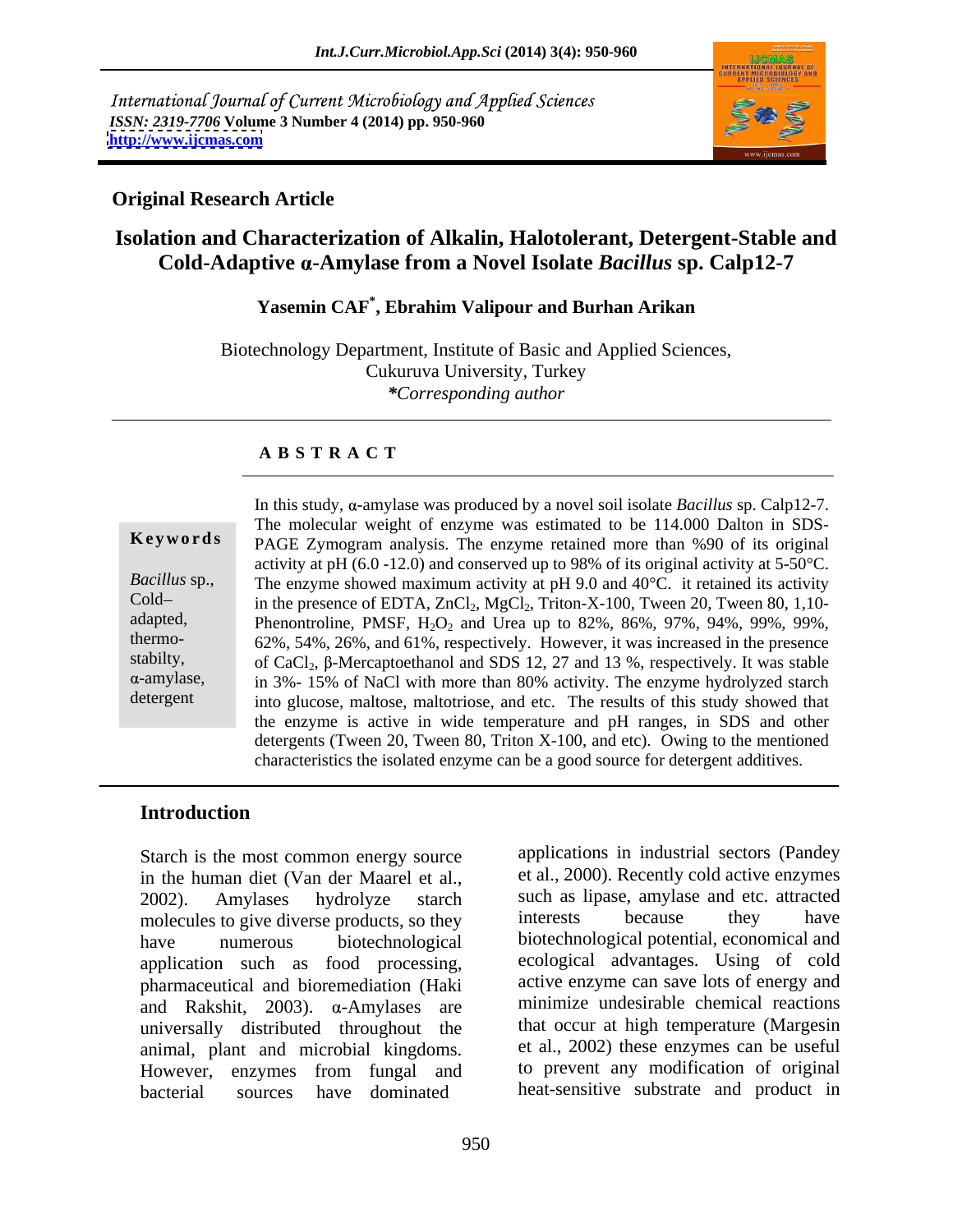International Journal of Current Microbiology and Applied Sciences
*ISSN: 2319-7706* **Volume 3 Number 4 (2014) pp. 950-960**
**http://www.ijcmas.com**

**Original Research Article**

# Isolation and Characterization of Alkalin, Halotolerant, Detergent-Stable and Cold-Adaptive α-Amylase from a Novel Isolate *Bacillus* sp. Calp12-7

**Yasemin CAF*, Ebrahim Valipour and Burhan Arikan**

Biotechnology Department, Institute of Basic and Applied Sciences,
Cukuruva University, Turkey
****Corresponding author***

## A B S T R A C T

**Keywords**

*Bacillus* sp., Cold–adapted, thermo-stabilty, α-amylase, detergent

In this study, α-amylase was produced by a novel soil isolate *Bacillus* sp. Calp12-7. The molecular weight of enzyme was estimated to be 114.000 Dalton in SDS-PAGE Zymogram analysis. The enzyme retained more than %90 of its original activity at pH (6.0 -12.0) and conserved up to 98% of its original activity at 5-50°C. The enzyme showed maximum activity at pH 9.0 and 40°C. it retained its activity in the presence of EDTA, $ZnCl_2$, $MgCl_2$, Triton-X-100, Tween 20, Tween 80, 1,10-Phenontroline, PMSF, $H_2O_2$ and Urea up to 82%, 86%, 97%, 94%, 99%, 99%, 62%, 54%, 26%, and 61%, respectively. However, it was increased in the presence of $CaCl_2$, β-Mercaptoethanol and SDS 12, 27 and 13 %, respectively. It was stable in 3%- 15% of NaCl with more than 80% activity. The enzyme hydrolyzed starch into glucose, maltose, maltotriose, and etc. The results of this study showed that the enzyme is active in wide temperature and pH ranges, in SDS and other detergents (Tween 20, Tween 80, Triton X-100, and etc). Owing to the mentioned characteristics the isolated enzyme can be a good source for detergent additives.

## Introduction

Starch is the most common energy source in the human diet (Van der Maarel et al., 2002). Amylases hydrolyze starch molecules to give diverse products, so they have numerous biotechnological application such as food processing, pharmaceutical and bioremediation (Haki and Rakshit, 2003). α-Amylases are universally distributed throughout the animal, plant and microbial kingdoms. However, enzymes from fungal and bacterial sources have dominated applications in industrial sectors (Pandey et al., 2000). Recently cold active enzymes such as lipase, amylase and etc. attracted interests because they have biotechnological potential, economical and ecological advantages. Using of cold active enzyme can save lots of energy and minimize undesirable chemical reactions that occur at high temperature (Margesin et al., 2002) these enzymes can be useful to prevent any modification of original heat-sensitive substrate and product in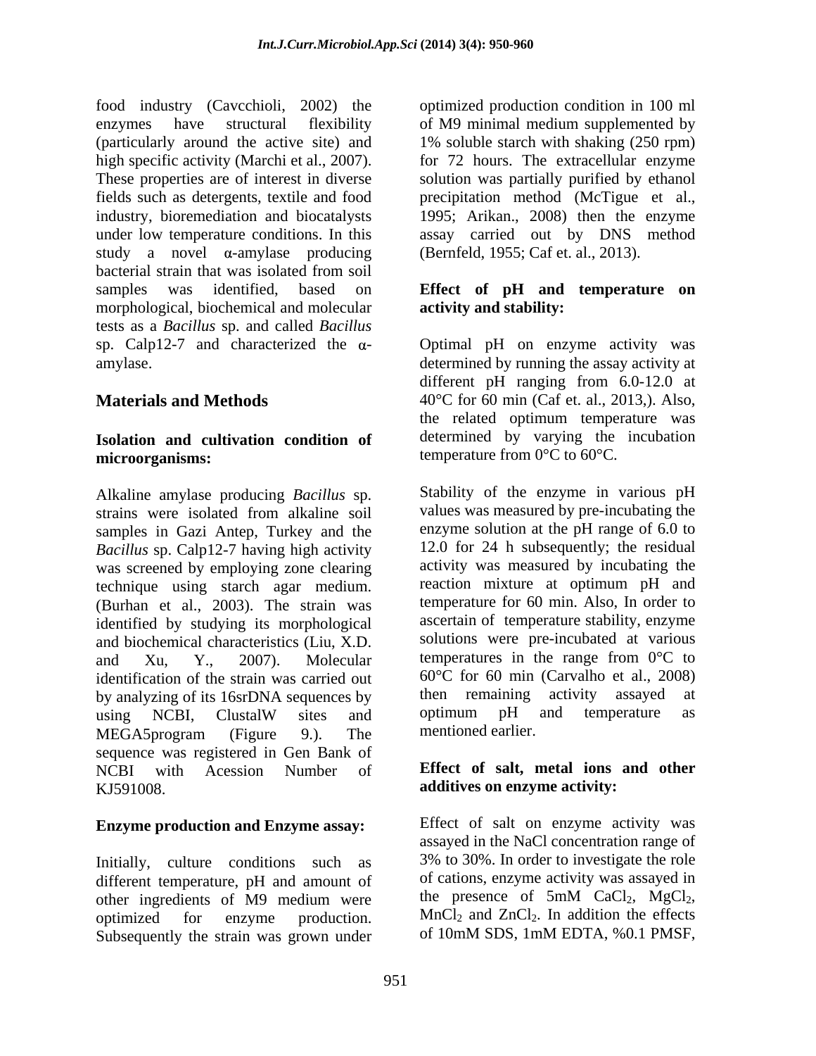food industry (Cavcchioli, 2002) the enzymes have structural flexibility (particularly around the active site) and high specific activity (Marchi et al., 2007). These properties are of interest in diverse fields such as detergents, textile and food industry, bioremediation and biocatalysts under low temperature conditions. In this study a novel α-amylase producing bacterial strain that was isolated from soil samples was identified, based on morphological, biochemical and molecular tests as a *Bacillus* sp. and called *Bacillus* sp. Calp12-7 and characterized the α-amylase.

## Materials and Methods

### Isolation and cultivation condition of microorganisms:

Alkaline amylase producing *Bacillus* sp. strains were isolated from alkaline soil samples in Gazi Antep, Turkey and the *Bacillus* sp. Calp12-7 having high activity was screened by employing zone clearing technique using starch agar medium. (Burhan et al., 2003). The strain was identified by studying its morphological and biochemical characteristics (Liu, X.D. and Xu, Y., 2007). Molecular identification of the strain was carried out by analyzing of its 16srDNA sequences by using NCBI, ClustalW sites and MEGA5program (Figure 9.). The sequence was registered in Gen Bank of NCBI with Acession Number of KJ591008.

### Enzyme production and Enzyme assay:

Initially, culture conditions such as different temperature, pH and amount of other ingredients of M9 medium were optimized for enzyme production. Subsequently the strain was grown under optimized production condition in 100 ml of M9 minimal medium supplemented by 1% soluble starch with shaking (250 rpm) for 72 hours. The extracellular enzyme solution was partially purified by ethanol precipitation method (McTigue et al., 1995; Arikan., 2008) then the enzyme assay carried out by DNS method (Bernfeld, 1955; Caf et. al., 2013).

### Effect of pH and temperature on activity and stability:

Optimal pH on enzyme activity was determined by running the assay activity at different pH ranging from 6.0-12.0 at 40°C for 60 min (Caf et. al., 2013,). Also, the related optimum temperature was determined by varying the incubation temperature from 0°C to 60°C.

Stability of the enzyme in various pH values was measured by pre-incubating the enzyme solution at the pH range of 6.0 to 12.0 for 24 h subsequently; the residual activity was measured by incubating the reaction mixture at optimum pH and temperature for 60 min. Also, In order to ascertain of temperature stability, enzyme solutions were pre-incubated at various temperatures in the range from 0°C to 60°C for 60 min (Carvalho et al., 2008) then remaining activity assayed at optimum pH and temperature as mentioned earlier.

### Effect of salt, metal ions and other additives on enzyme activity:

Effect of salt on enzyme activity was assayed in the NaCl concentration range of 3% to 30%. In order to investigate the role of cations, enzyme activity was assayed in the presence of 5mM $CaCl_2$, $MgCl_2$, $MnCl_2$ and $ZnCl_2$. In addition the effects of 10mM SDS, 1mM EDTA, %0.1 PMSF,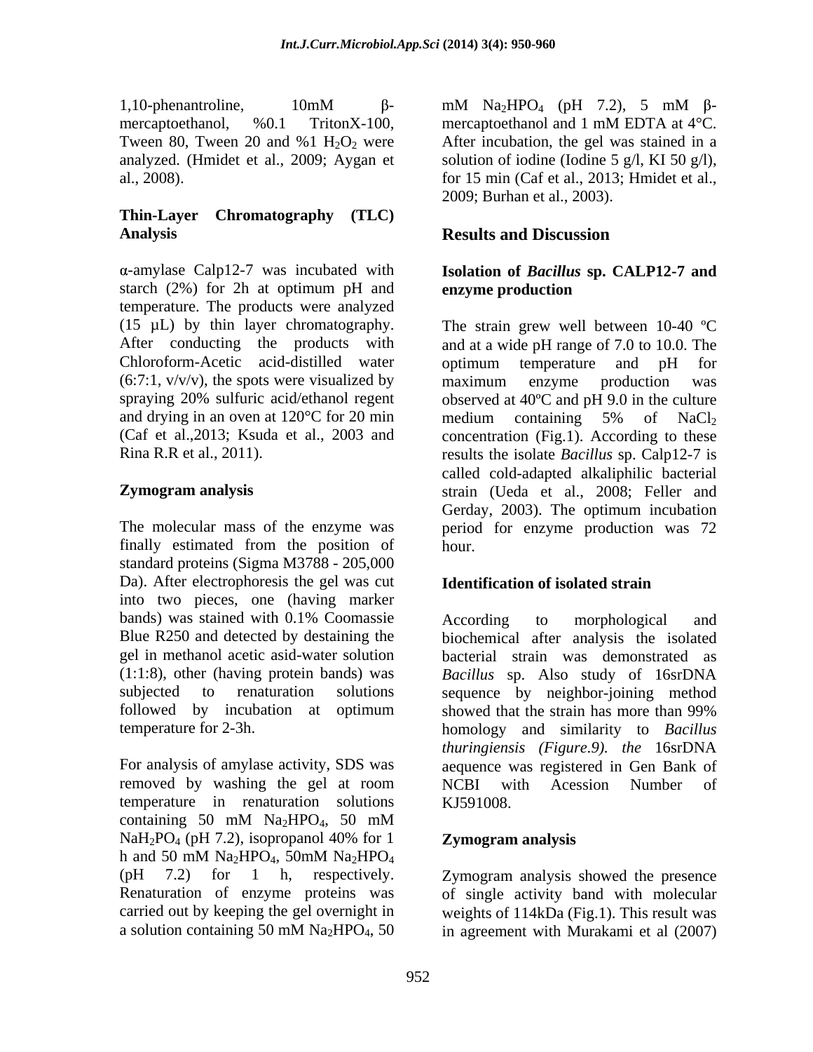1,10-phenantroline, 10mM β-mercaptoethanol, %0.1 TritonX-100, Tween 80, Tween 20 and %1 $H_2O_2$ were analyzed. (Hmidet et al., 2009; Aygan et al., 2008).

## Thin-Layer Chromatography (TLC) Analysis

α-amylase Calp12-7 was incubated with starch (2%) for 2h at optimum pH and temperature. The products were analyzed (15 μL) by thin layer chromatography. After conducting the products with Chloroform-Acetic acid-distilled water (6:7:1, v/v/v), the spots were visualized by spraying 20% sulfuric acid/ethanol regent and drying in an oven at 120°C for 20 min (Caf et al.,2013; Ksuda et al., 2003 and Rina R.R et al., 2011).

## Zymogram analysis

The molecular mass of the enzyme was finally estimated from the position of standard proteins (Sigma M3788 - 205,000 Da). After electrophoresis the gel was cut into two pieces, one (having marker bands) was stained with 0.1% Coomassie Blue R250 and detected by destaining the gel in methanol acetic asid-water solution (1:1:8), other (having protein bands) was subjected to renaturation solutions followed by incubation at optimum temperature for 2-3h.

For analysis of amylase activity, SDS was removed by washing the gel at room temperature in renaturation solutions containing 50 mM $Na_2HPO_4$, 50 mM $NaH_2PO_4$ (pH 7.2), isopropanol 40% for 1 h and 50 mM $Na_2HPO_4$, 50mM $Na_2HPO_4$ (pH 7.2) for 1 h, respectively. Renaturation of enzyme proteins was carried out by keeping the gel overnight in a solution containing 50 mM $Na_2HPO_4$, 50 mM $Na_2HPO_4$ (pH 7.2), 5 mM β-mercaptoethanol and 1 mM EDTA at 4°C. After incubation, the gel was stained in a solution of iodine (Iodine 5 g/l, KI 50 g/l), for 15 min (Caf et al., 2013; Hmidet et al., 2009; Burhan et al., 2003).

# Results and Discussion

## Isolation of *Bacillus* sp. CALP12-7 and enzyme production

The strain grew well between 10-40 ºC and at a wide pH range of 7.0 to 10.0. The optimum temperature and pH for maximum enzyme production was observed at 40ºC and pH 9.0 in the culture medium containing 5% of $NaCl_2$ concentration (Fig.1). According to these results the isolate *Bacillus* sp. Calp12-7 is called cold-adapted alkaliphilic bacterial strain (Ueda et al., 2008; Feller and Gerday, 2003). The optimum incubation period for enzyme production was 72 hour.

## Identification of isolated strain

According to morphological and biochemical after analysis the isolated bacterial strain was demonstrated as *Bacillus* sp. Also study of 16srDNA sequence by neighbor-joining method showed that the strain has more than 99% homology and similarity to *Bacillus thuringiensis (Figure.9). the* 16srDNA aequence was registered in Gen Bank of NCBI with Acession Number of KJ591008.

## Zymogram analysis

Zymogram analysis showed the presence of single activity band with molecular weights of 114kDa (Fig.1). This result was in agreement with Murakami et al (2007)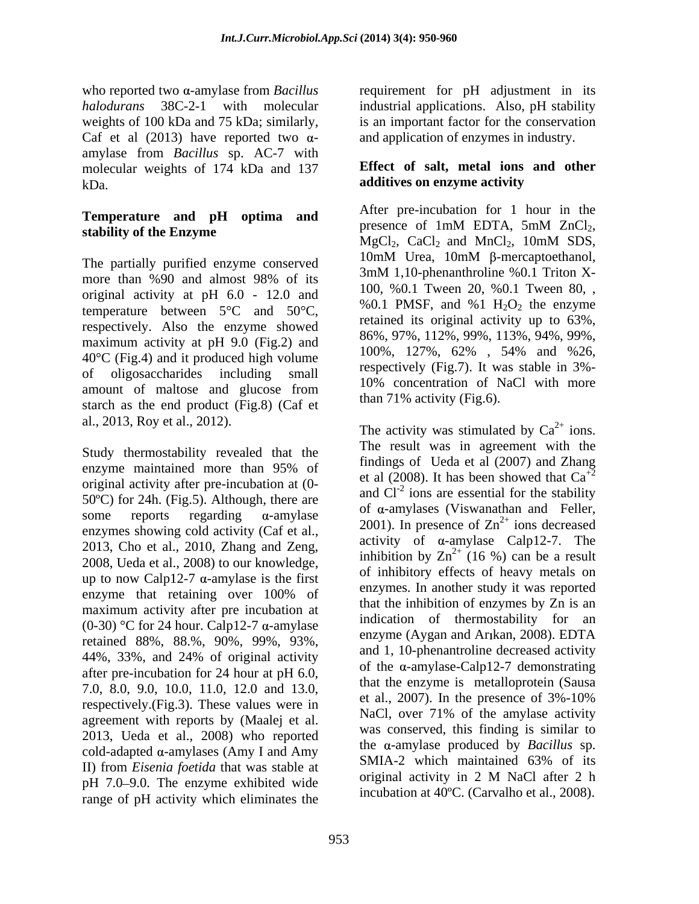who reported two α-amylase from *Bacillus halodurans* 38C-2-1 with molecular weights of 100 kDa and 75 kDa; similarly, Caf et al (2013) have reported two α-amylase from *Bacillus* sp. AC-7 with molecular weights of 174 kDa and 137 kDa.

## Temperature and pH optima and stability of the Enzyme

The partially purified enzyme conserved more than %90 and almost 98% of its original activity at pH 6.0 - 12.0 and temperature between 5°C and 50°C, respectively. Also the enzyme showed maximum activity at pH 9.0 (Fig.2) and 40°C (Fig.4) and it produced high volume of oligosaccharides including small amount of maltose and glucose from starch as the end product (Fig.8) (Caf et al., 2013, Roy et al., 2012).

Study thermostability revealed that the enzyme maintained more than 95% of original activity after pre-incubation at (0-50ºC) for 24h. (Fig.5). Although, there are some reports regarding α-amylase enzymes showing cold activity (Caf et al., 2013, Cho et al., 2010, Zhang and Zeng, 2008, Ueda et al., 2008) to our knowledge, up to now Calp12-7 α-amylase is the first enzyme that retaining over 100% of maximum activity after pre incubation at (0-30) °C for 24 hour. Calp12-7 α-amylase retained 88%, 88.%, 90%, 99%, 93%, 44%, 33%, and 24% of original activity after pre-incubation for 24 hour at pH 6.0, 7.0, 8.0, 9.0, 10.0, 11.0, 12.0 and 13.0, respectively.(Fig.3). These values were in agreement with reports by (Maalej et al. 2013, Ueda et al., 2008) who reported cold-adapted α-amylases (Amy I and Amy II) from *Eisenia foetida* that was stable at pH 7.0–9.0. The enzyme exhibited wide range of pH activity which eliminates the requirement for pH adjustment in its industrial applications. Also, pH stability is an important factor for the conservation and application of enzymes in industry.

## Effect of salt, metal ions and other additives on enzyme activity

After pre-incubation for 1 hour in the presence of 1mM EDTA, 5mM $ZnCl_2$, $MgCl_2$, $CaCl_2$ and $MnCl_2$, 10mM SDS, 10mM Urea, 10mM β-mercaptoethanol, 3mM 1,10-phenanthroline %0.1 Triton X-100, %0.1 Tween 20, %0.1 Tween 80, , %0.1 PMSF, and %1 $H_2O_2$ the enzyme retained its original activity up to 63%, 86%, 97%, 112%, 99%, 113%, 94%, 99%, 100%, 127%, 62% , 54% and %26, respectively (Fig.7). It was stable in 3%-10% concentration of NaCl with more than 71% activity (Fig.6).

The activity was stimulated by $Ca^{2+}$ ions. The result was in agreement with the findings of Ueda et al (2007) and Zhang et al (2008). It has been showed that $Ca^{+2}$ and $Cl^{-2}$ ions are essential for the stability of α-amylases (Viswanathan and Feller, 2001). In presence of $Zn^{2+}$ ions decreased activity of α-amylase Calp12-7. The inhibition by $Zn^{2+}$ (16 %) can be a result of inhibitory effects of heavy metals on enzymes. In another study it was reported that the inhibition of enzymes by Zn is an indication of thermostability for an enzyme (Aygan and Arıkan, 2008). EDTA and 1, 10-phenantroline decreased activity of the α-amylase-Calp12-7 demonstrating that the enzyme is metalloprotein (Sausa et al., 2007). In the presence of 3%-10% NaCl, over 71% of the amylase activity was conserved, this finding is similar to the α-amylase produced by *Bacillus* sp. SMIA-2 which maintained 63% of its original activity in 2 M NaCl after 2 h incubation at 40ºC. (Carvalho et al., 2008).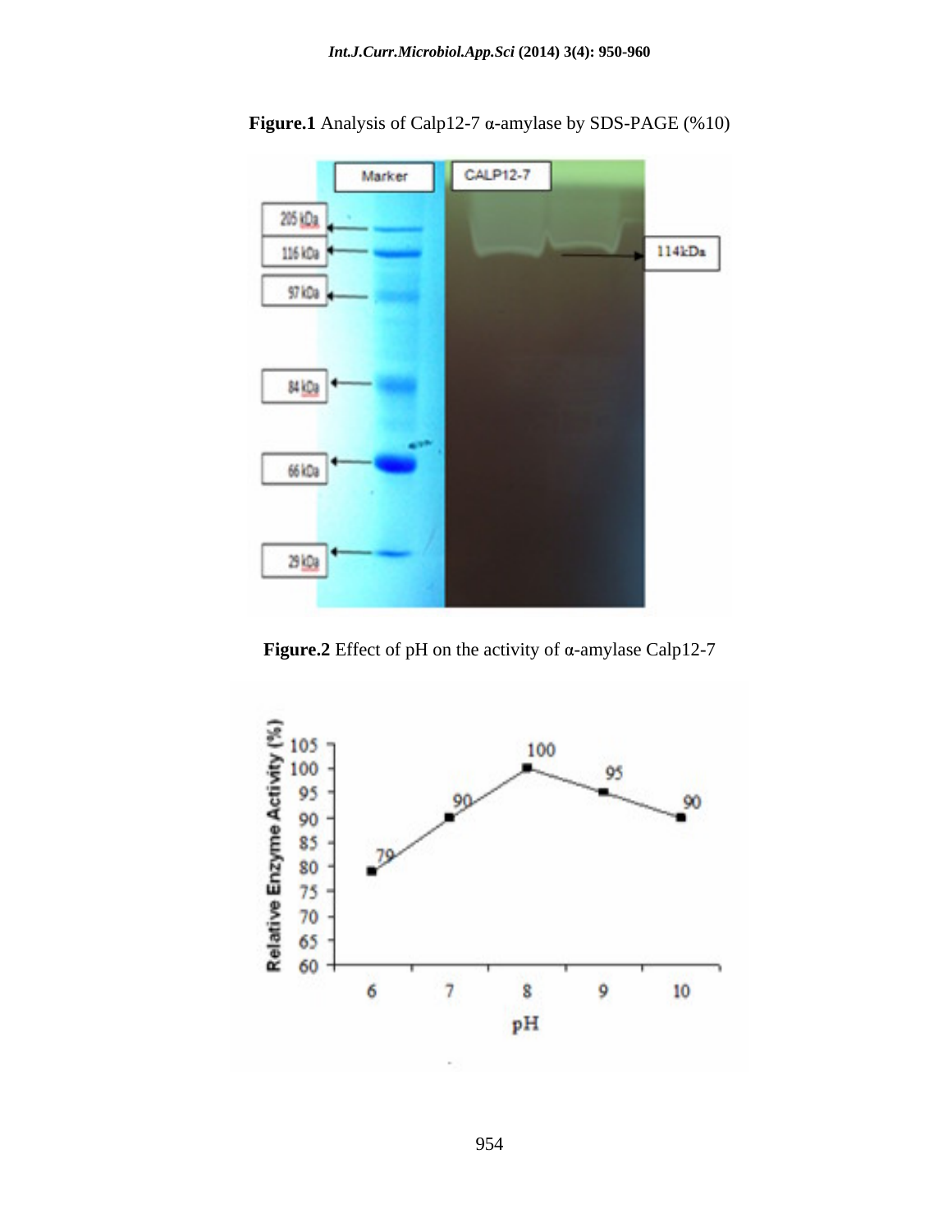**Figure.1** Analysis of Calp12-7 α-amylase by SDS-PAGE (%10)

**Figure.2** Effect of pH on the activity of α-amylase Calp12-7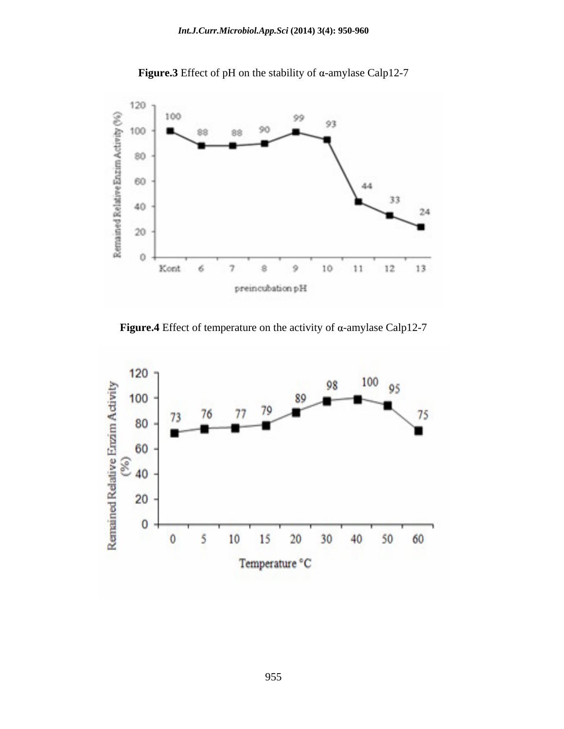**Figure.3** Effect of pH on the stability of α-amylase Calp12-7

**Figure.4** Effect of temperature on the activity of α-amylase Calp12-7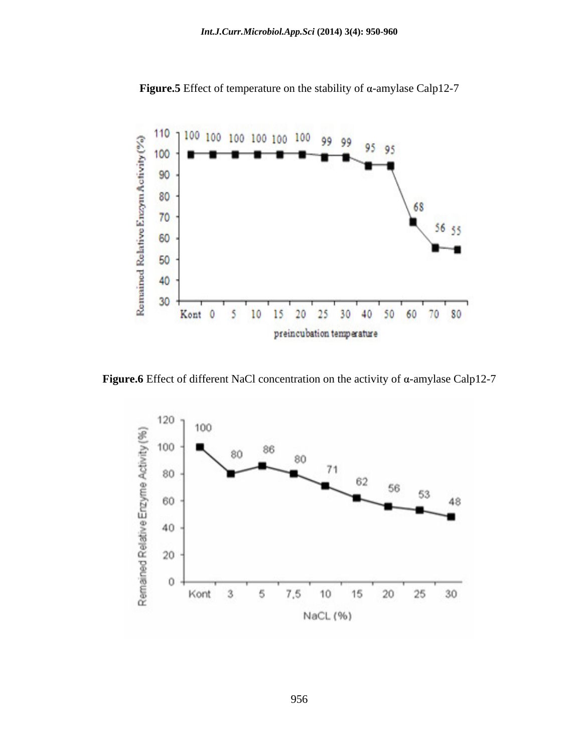**Figure.5** Effect of temperature on the stability of α-amylase Calp12-7

**Figure.6** Effect of different NaCl concentration on the activity of α-amylase Calp12-7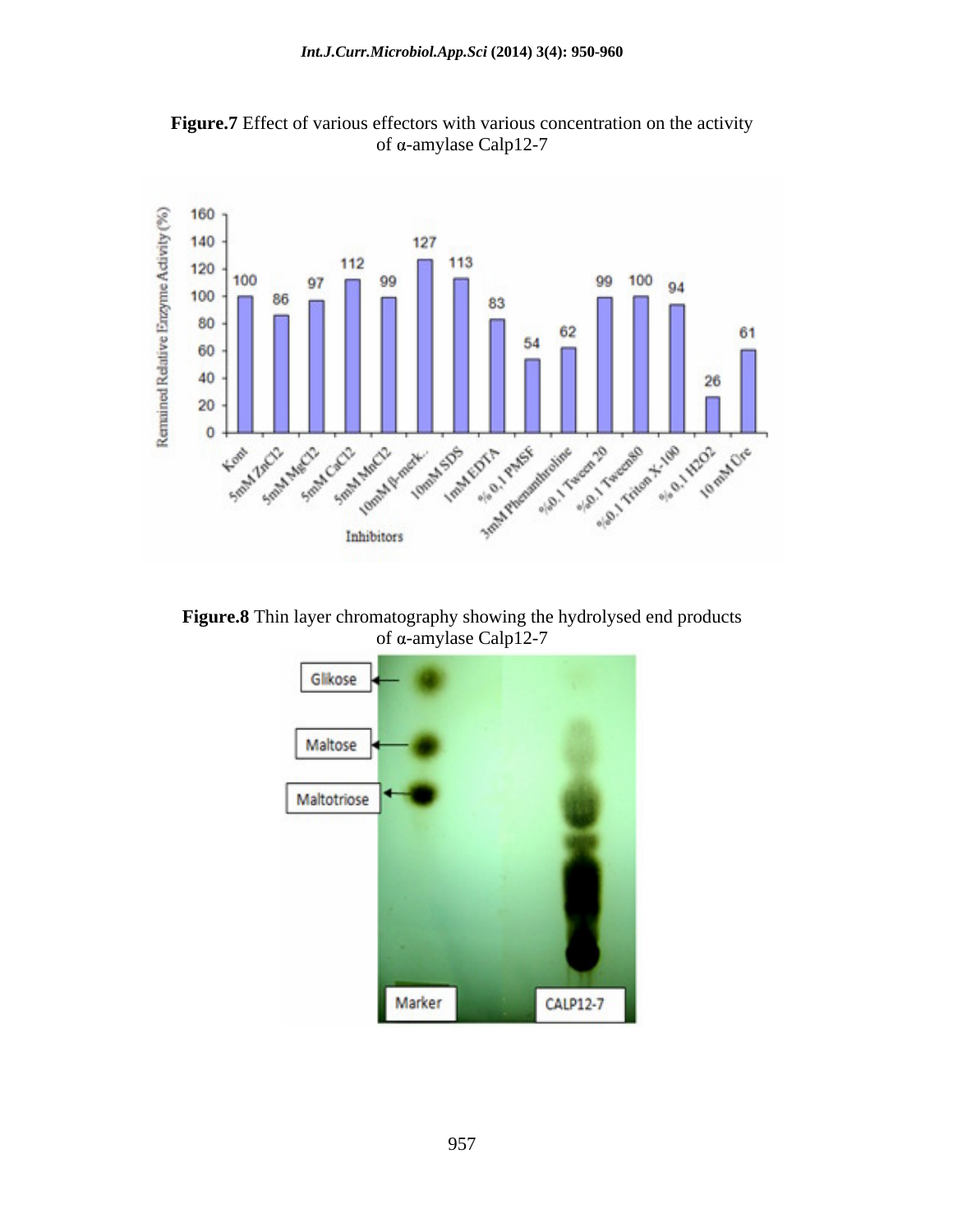**Figure.7** Effect of various effectors with various concentration on the activity of α-amylase Calp12-7

**Figure.8** Thin layer chromatography showing the hydrolysed end products of α-amylase Calp12-7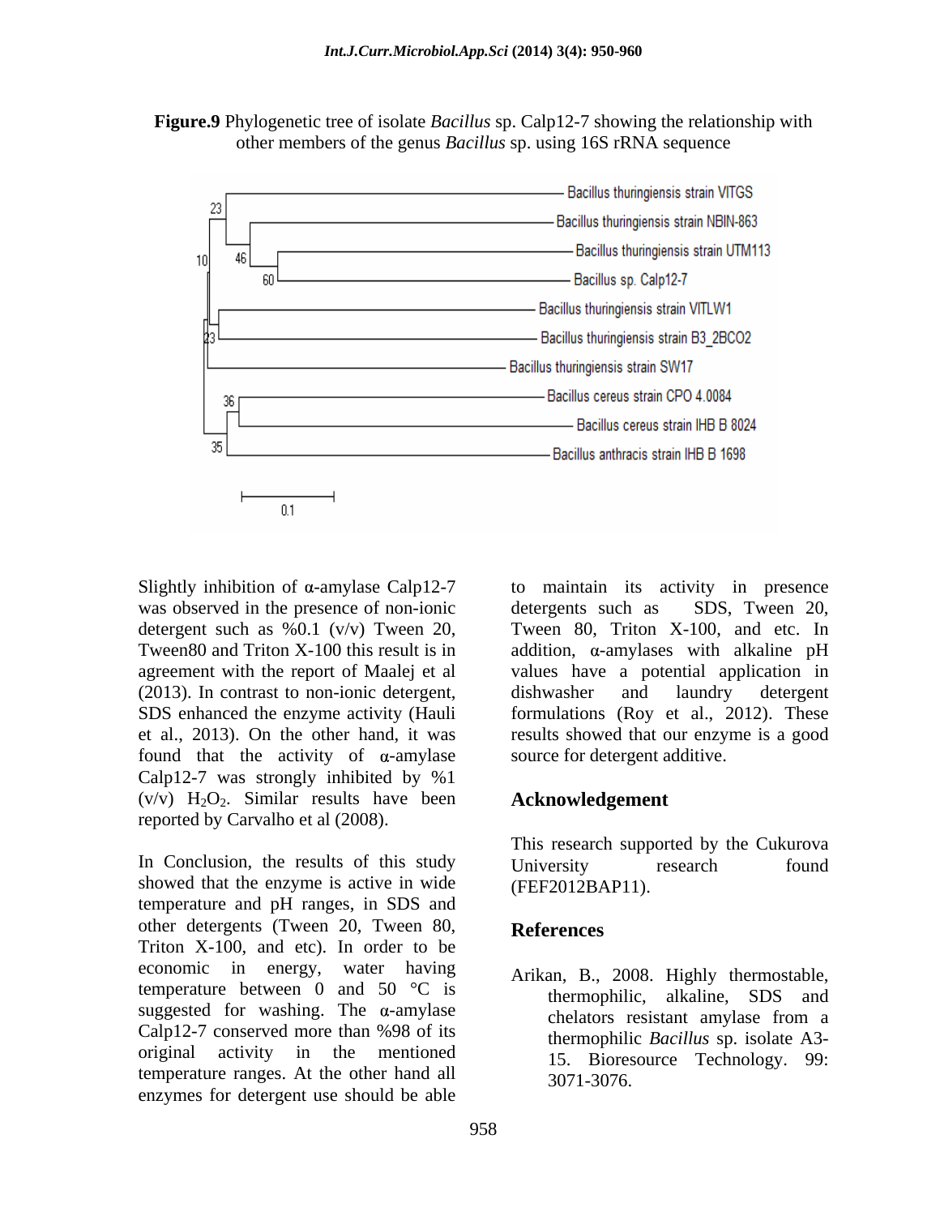**Figure.9** Phylogenetic tree of isolate *Bacillus* sp. Calp12-7 showing the relationship with other members of the genus *Bacillus* sp. using 16S rRNA sequence

Slightly inhibition of α-amylase Calp12-7 was observed in the presence of non-ionic detergent such as %0.1 (v/v) Tween 20, Tween80 and Triton X-100 this result is in agreement with the report of Maalej et al (2013). In contrast to non-ionic detergent, SDS enhanced the enzyme activity (Hauli et al., 2013). On the other hand, it was found that the activity of α-amylase Calp12-7 was strongly inhibited by %1 (v/v) $H_2O_2$. Similar results have been reported by Carvalho et al (2008).

In Conclusion, the results of this study showed that the enzyme is active in wide temperature and pH ranges, in SDS and other detergents (Tween 20, Tween 80, Triton X-100, and etc). In order to be economic in energy, water having temperature between 0 and 50 °C is suggested for washing. The α-amylase Calp12-7 conserved more than %98 of its original activity in the mentioned temperature ranges. At the other hand all enzymes for detergent use should be able to maintain its activity in presence detergents such as SDS, Tween 20, Tween 80, Triton X-100, and etc. In addition, α-amylases with alkaline pH values have a potential application in dishwasher and laundry detergent formulations (Roy et al., 2012). These results showed that our enzyme is a good source for detergent additive.

## Acknowledgement

This research supported by the Cukurova University research found (FEF2012BAP11).

## References

Arikan, B., 2008. Highly thermostable, thermophilic, alkaline, SDS and chelators resistant amylase from a thermophilic *Bacillus* sp. isolate A3-15. Bioresource Technology. 99: 3071-3076.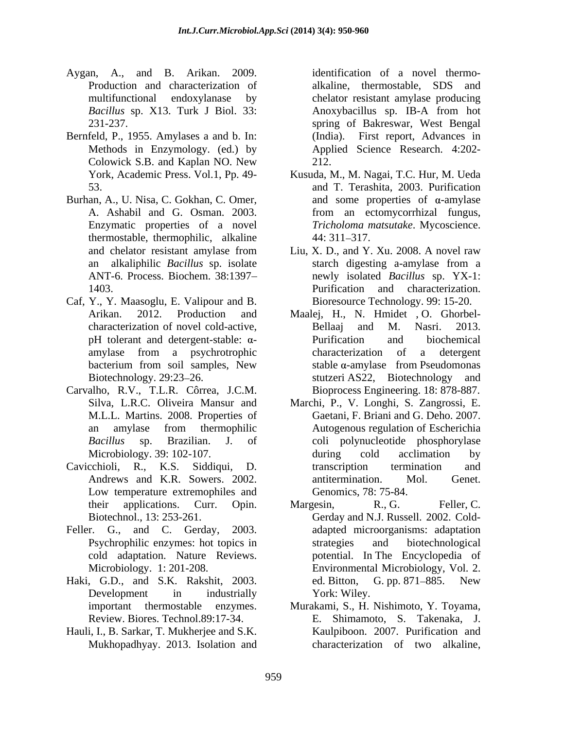Aygan, A., and B. Arikan. 2009. Production and characterization of multifunctional endoxylanase by *Bacillus* sp. X13. Turk J Biol. 33: 231-237.

Bernfeld, P., 1955. Amylases a and b. In: Methods in Enzymology. (ed.) by Colowick S.B. and Kaplan NO. New York, Academic Press. Vol.1, Pp. 49-53.

Burhan, A., U. Nisa, C. Gokhan, C. Omer, A. Ashabil and G. Osman. 2003. Enzymatic properties of a novel thermostable, thermophilic, alkaline and chelator resistant amylase from an alkaliphilic *Bacillus* sp. isolate ANT-6. Process. Biochem. 38:1397–1403.

Caf, Y., Y. Maasoglu, E. Valipour and B. Arikan. 2012. Production and characterization of novel cold-active, pH tolerant and detergent-stable: α-amylase from a psychrotrophic bacterium from soil samples, New Biotechnology. 29:23–26.

Carvalho, R.V., T.L.R. Côrrea, J.C.M. Silva, L.R.C. Oliveira Mansur and M.L.L. Martins. 2008. Properties of an amylase from thermophilic *Bacillus* sp. Brazilian. J. of Microbiology. 39: 102-107.

Cavicchioli, R., K.S. Siddiqui, D. Andrews and K.R. Sowers. 2002. Low temperature extremophiles and their applications. Curr. Opin. Biotechnol., 13: 253-261.

Feller. G., and C. Gerday, 2003. Psychrophilic enzymes: hot topics in cold adaptation. Nature Reviews. Microbiology. 1: 201-208.

Haki, G.D., and S.K. Rakshit, 2003. Development in industrially important thermostable enzymes. Review. Biores. Technol.89:17-34.

Hauli, I., B. Sarkar, T. Mukherjee and S.K. Mukhopadhyay. 2013. Isolation and identification of a novel thermo-alkaline, thermostable, SDS and chelator resistant amylase producing Anoxybacillus sp. IB-A from hot spring of Bakreswar, West Bengal (India). First report, Advances in Applied Science Research. 4:202-212.

Kusuda, M., M. Nagai, T.C. Hur, M. Ueda and T. Terashita, 2003. Purification and some properties of α-amylase from an ectomycorrhizal fungus, *Tricholoma matsutake*. Mycoscience. 44: 311–317.

Liu, X. D., and Y. Xu. 2008. A novel raw starch digesting a-amylase from a newly isolated *Bacillus* sp. YX-1: Purification and characterization. Bioresource Technology. 99: 15-20.

Maalej, H., N. Hmidet , O. Ghorbel-Bellaaj and M. Nasri. 2013. Purification and biochemical characterization of a detergent stable α-amylase from Pseudomonas stutzeri AS22, Biotechnology and Bioprocess Engineering. 18: 878-887.

Marchi, P., V. Longhi, S. Zangrossi, E. Gaetani, F. Briani and G. Deho. 2007. Autogenous regulation of Escherichia coli polynucleotide phosphorylase during cold acclimation by transcription termination and antitermination. Mol. Genet. Genomics, 78: 75-84.

Margesin, R., G. Feller, C. Gerday and N.J. Russell. 2002. Cold-adapted microorganisms: adaptation strategies and biotechnological potential. In The Encyclopedia of Environmental Microbiology, Vol. 2. ed. Bitton, G. pp. 871–885. New York: Wiley.

Murakami, S., H. Nishimoto, Y. Toyama, E. Shimamoto, S. Takenaka, J. Kaulpiboon. 2007. Purification and characterization of two alkaline,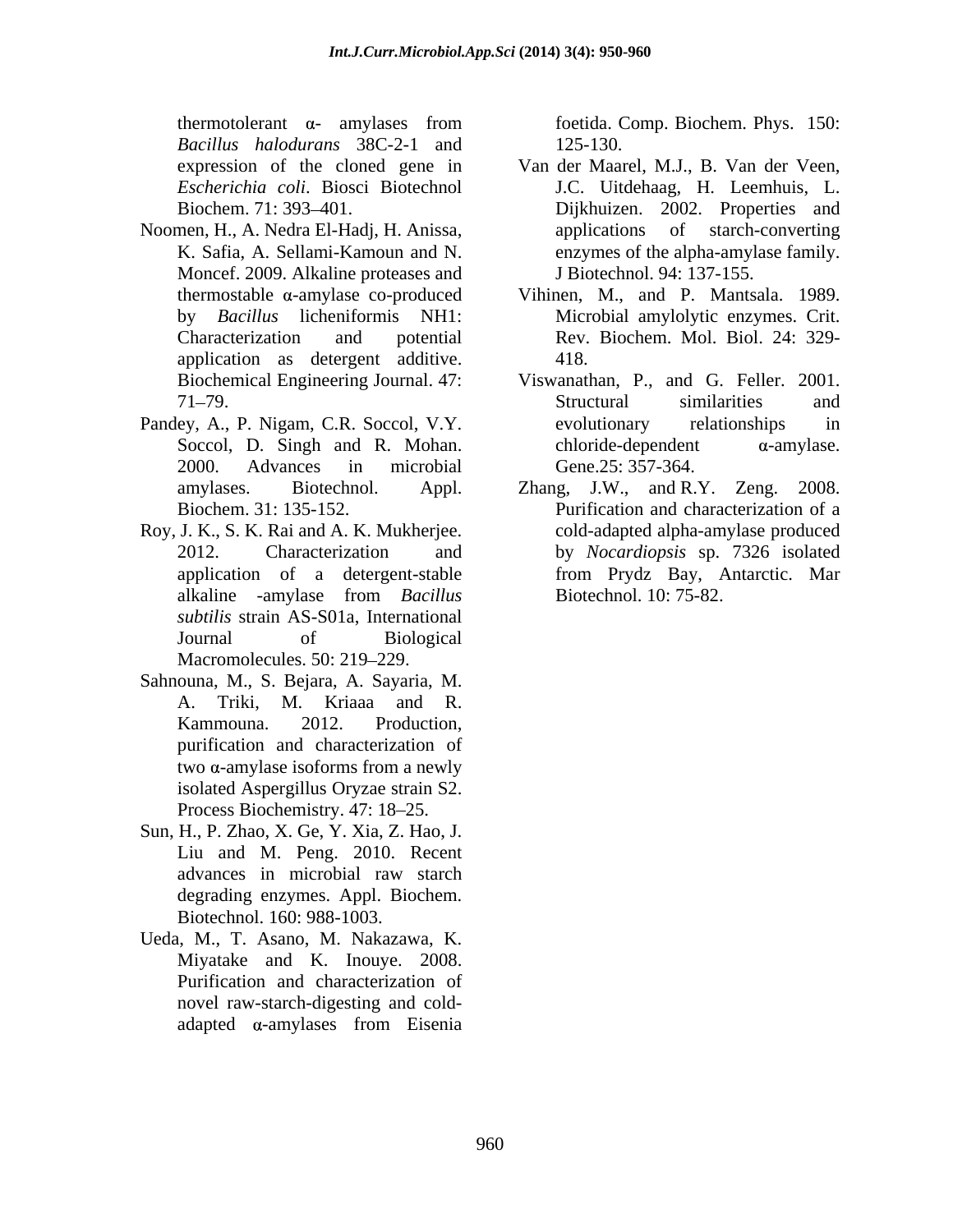thermotolerant α- amylases from *Bacillus halodurans* 38C-2-1 and expression of the cloned gene in *Escherichia coli*. Biosci Biotechnol Biochem. 71: 393–401.

Noomen, H., A. Nedra El-Hadj, H. Anissa, K. Safia, A. Sellami-Kamoun and N. Moncef. 2009. Alkaline proteases and thermostable α-amylase co-produced by *Bacillus* licheniformis NH1: Characterization and potential application as detergent additive. Biochemical Engineering Journal. 47: 71–79.

Pandey, A., P. Nigam, C.R. Soccol, V.Y. Soccol, D. Singh and R. Mohan. 2000. Advances in microbial amylases. Biotechnol. Appl. Biochem. 31: 135-152.

Roy, J. K., S. K. Rai and A. K. Mukherjee. 2012. Characterization and application of a detergent-stable alkaline -amylase from *Bacillus subtilis* strain AS-S01a, International Journal of Biological Macromolecules. 50: 219–229.

Sahnouna, M., S. Bejara, A. Sayaria, M. A. Triki, M. Kriaaa and R. Kammouna. 2012. Production, purification and characterization of two α-amylase isoforms from a newly isolated Aspergillus Oryzae strain S2. Process Biochemistry. 47: 18–25.

Sun, H., P. Zhao, X. Ge, Y. Xia, Z. Hao, J. Liu and M. Peng. 2010. Recent advances in microbial raw starch degrading enzymes. Appl. Biochem. Biotechnol. 160: 988-1003.

Ueda, M., T. Asano, M. Nakazawa, K. Miyatake and K. Inouye. 2008. Purification and characterization of novel raw-starch-digesting and cold-adapted α-amylases from Eisenia foetida. Comp. Biochem. Phys. 150: 125-130.

Van der Maarel, M.J., B. Van der Veen, J.C. Uitdehaag, H. Leemhuis, L. Dijkhuizen. 2002. Properties and applications of starch-converting enzymes of the alpha-amylase family. J Biotechnol. 94: 137-155.

Vihinen, M., and P. Mantsala. 1989. Microbial amylolytic enzymes. Crit. Rev. Biochem. Mol. Biol. 24: 329-418.

Viswanathan, P., and G. Feller. 2001. Structural similarities and evolutionary relationships in chloride-dependent α-amylase. Gene.25: 357-364.

Zhang, J.W., and R.Y. Zeng. 2008. Purification and characterization of a cold-adapted alpha-amylase produced by *Nocardiopsis* sp. 7326 isolated from Prydz Bay, Antarctic. Mar Biotechnol. 10: 75-82.